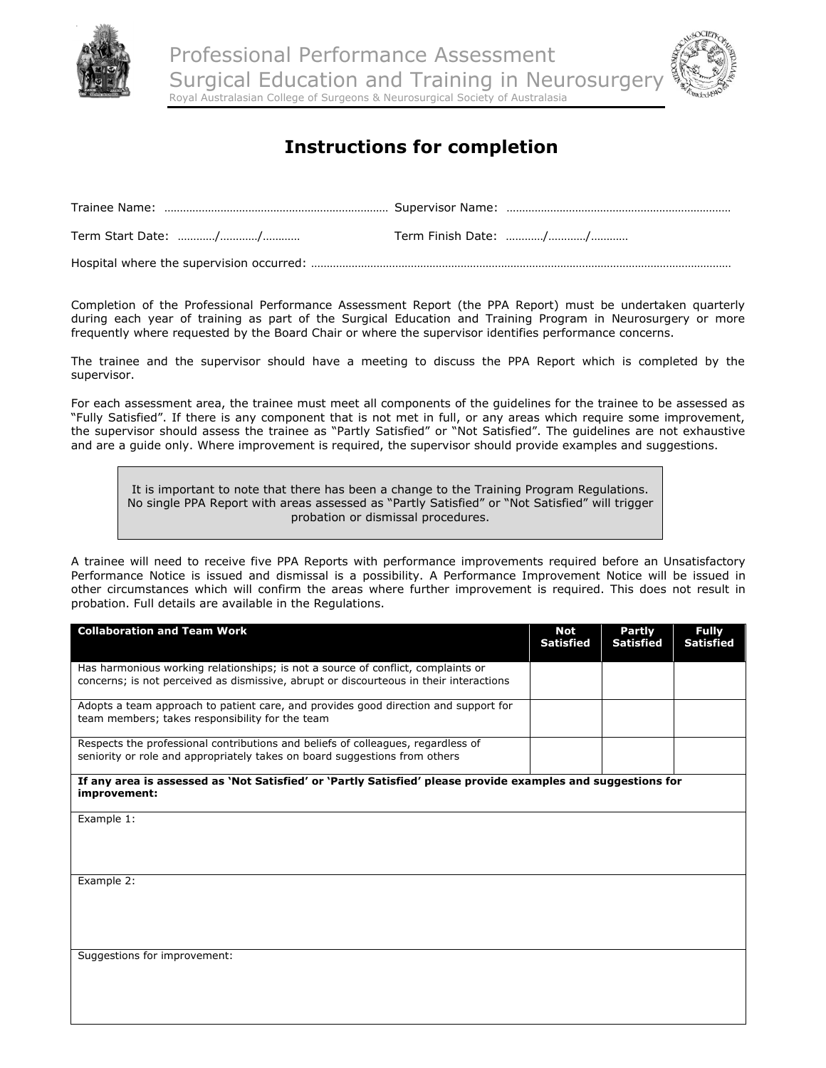# Professional Performance Assessment
# Surgical Education and Training in Neurosurgery

Royal Australasian College of Surgeons & Neurosurgical Society of Australasia

## Instructions for completion

Trainee Name: ………………………………………………………………… Supervisor Name: …………………………………………………………………

Term Start Date: …………/…………/………… Term Finish Date: …………/…………/…………

Hospital where the supervision occurred: ……………………………………………………………………………………………………………………………

Completion of the Professional Performance Assessment Report (the PPA Report) must be undertaken quarterly during each year of training as part of the Surgical Education and Training Program in Neurosurgery or more frequently where requested by the Board Chair or where the supervisor identifies performance concerns.

The trainee and the supervisor should have a meeting to discuss the PPA Report which is completed by the supervisor.

For each assessment area, the trainee must meet all components of the guidelines for the trainee to be assessed as "Fully Satisfied". If there is any component that is not met in full, or any areas which require some improvement, the supervisor should assess the trainee as "Partly Satisfied" or "Not Satisfied". The guidelines are not exhaustive and are a guide only. Where improvement is required, the supervisor should provide examples and suggestions.

> It is important to note that there has been a change to the Training Program Regulations. No single PPA Report with areas assessed as "Partly Satisfied" or "Not Satisfied" will trigger probation or dismissal procedures.

A trainee will need to receive five PPA Reports with performance improvements required before an Unsatisfactory Performance Notice is issued and dismissal is a possibility. A Performance Improvement Notice will be issued in other circumstances which will confirm the areas where further improvement is required. This does not result in probation. Full details are available in the Regulations.

| **Collaboration and Team Work** | **Not Satisfied** | **Partly Satisfied** | **Fully Satisfied** |
|---|---|---|---|
| Has harmonious working relationships; is not a source of conflict, complaints or concerns; is not perceived as dismissive, abrupt or discourteous in their interactions | | | |
| Adopts a team approach to patient care, and provides good direction and support for team members; takes responsibility for the team | | | |
| Respects the professional contributions and beliefs of colleagues, regardless of seniority or role and appropriately takes on board suggestions from others | | | |
| **If any area is assessed as 'Not Satisfied' or 'Partly Satisfied' please provide examples and suggestions for improvement:** | | | |
| Example 1: | | | |
| Example 2: | | | |
| Suggestions for improvement: | | | |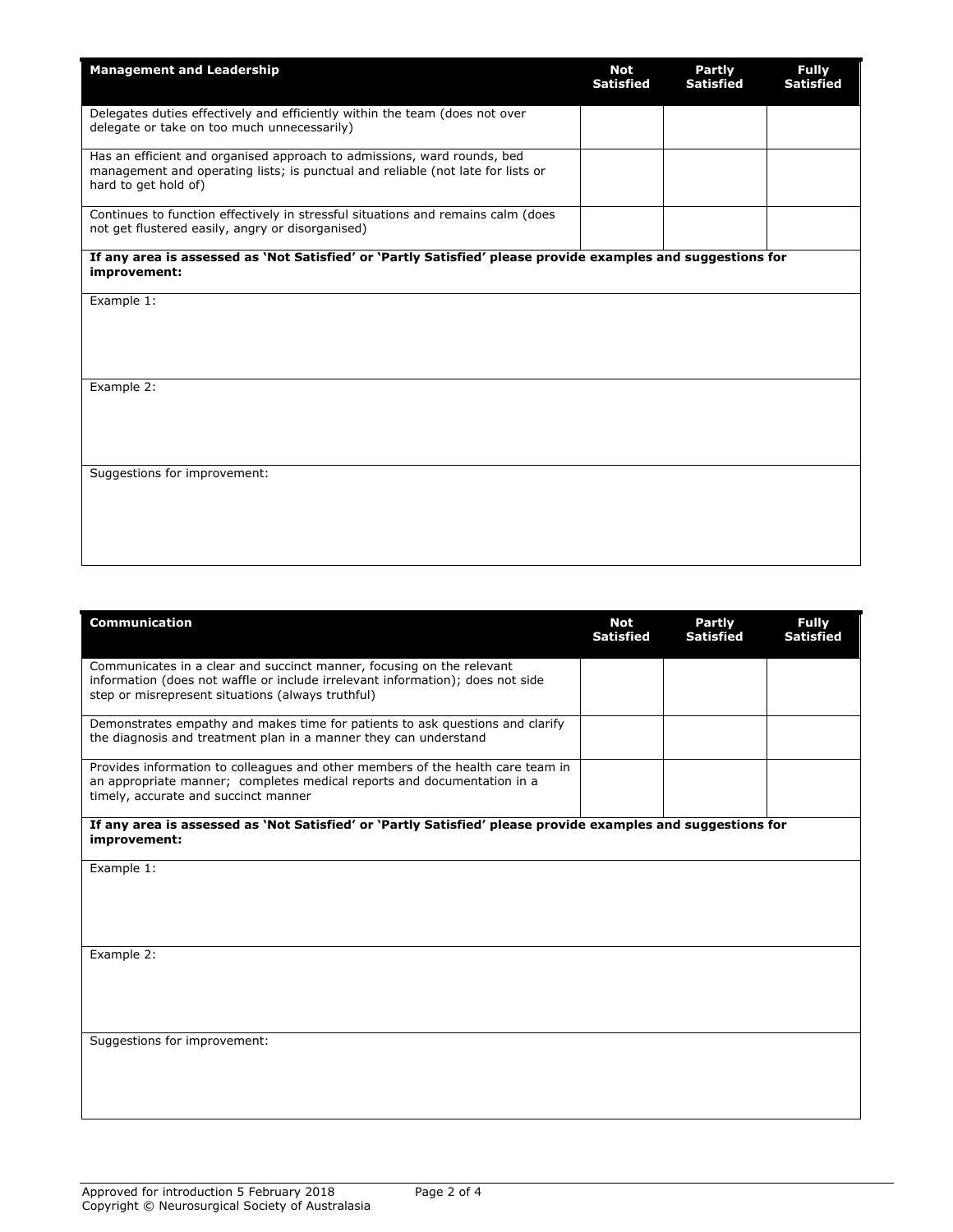| Management and Leadership | Not Satisfied | Partly Satisfied | Fully Satisfied |
|---|---|---|---|
| Delegates duties effectively and efficiently within the team (does not over delegate or take on too much unnecessarily) | | | |
| Has an efficient and organised approach to admissions, ward rounds, bed management and operating lists; is punctual and reliable (not late for lists or hard to get hold of) | | | |
| Continues to function effectively in stressful situations and remains calm (does not get flustered easily, angry or disorganised) | | | |

**If any area is assessed as 'Not Satisfied' or 'Partly Satisfied' please provide examples and suggestions for improvement:**

Example 1:

Example 2:

Suggestions for improvement:

| Communication | Not Satisfied | Partly Satisfied | Fully Satisfied |
|---|---|---|---|
| Communicates in a clear and succinct manner, focusing on the relevant information (does not waffle or include irrelevant information); does not side step or misrepresent situations (always truthful) | | | |
| Demonstrates empathy and makes time for patients to ask questions and clarify the diagnosis and treatment plan in a manner they can understand | | | |
| Provides information to colleagues and other members of the health care team in an appropriate manner; completes medical reports and documentation in a timely, accurate and succinct manner | | | |

**If any area is assessed as 'Not Satisfied' or 'Partly Satisfied' please provide examples and suggestions for improvement:**

Example 1:

Example 2:

Suggestions for improvement:

Approved for introduction 5 February 2018
Copyright © Neurosurgical Society of Australasia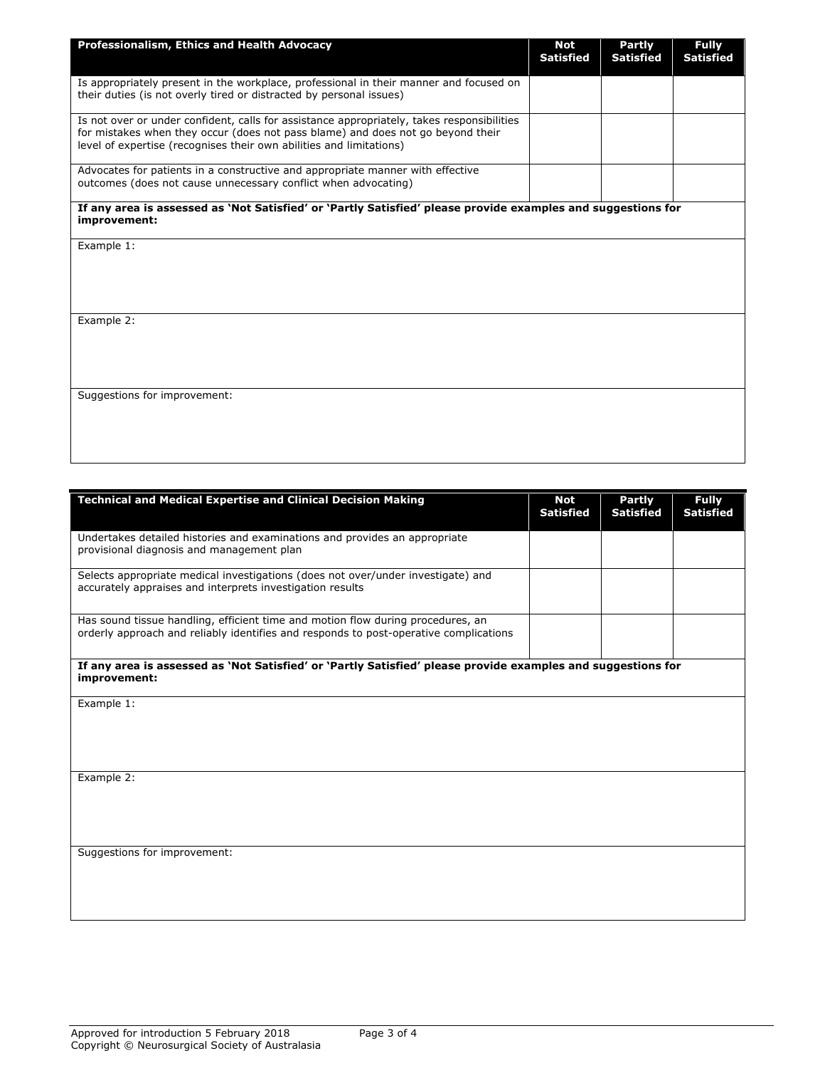| Professionalism, Ethics and Health Advocacy | Not Satisfied | Partly Satisfied | Fully Satisfied |
|---|---|---|---|
| Is appropriately present in the workplace, professional in their manner and focused on their duties (is not overly tired or distracted by personal issues) | | | |
| Is not over or under confident, calls for assistance appropriately, takes responsibilities for mistakes when they occur (does not pass blame) and does not go beyond their level of expertise (recognises their own abilities and limitations) | | | |
| Advocates for patients in a constructive and appropriate manner with effective outcomes (does not cause unnecessary conflict when advocating) | | | |

**If any area is assessed as 'Not Satisfied' or 'Partly Satisfied' please provide examples and suggestions for improvement:**

Example 1:

Example 2:

Suggestions for improvement:

| Technical and Medical Expertise and Clinical Decision Making | Not Satisfied | Partly Satisfied | Fully Satisfied |
|---|---|---|---|
| Undertakes detailed histories and examinations and provides an appropriate provisional diagnosis and management plan | | | |
| Selects appropriate medical investigations (does not over/under investigate) and accurately appraises and interprets investigation results | | | |
| Has sound tissue handling, efficient time and motion flow during procedures, an orderly approach and reliably identifies and responds to post-operative complications | | | |

**If any area is assessed as 'Not Satisfied' or 'Partly Satisfied' please provide examples and suggestions for improvement:**

Example 1:

Example 2:

Suggestions for improvement:

Approved for introduction 5 February 2018
Copyright © Neurosurgical Society of Australasia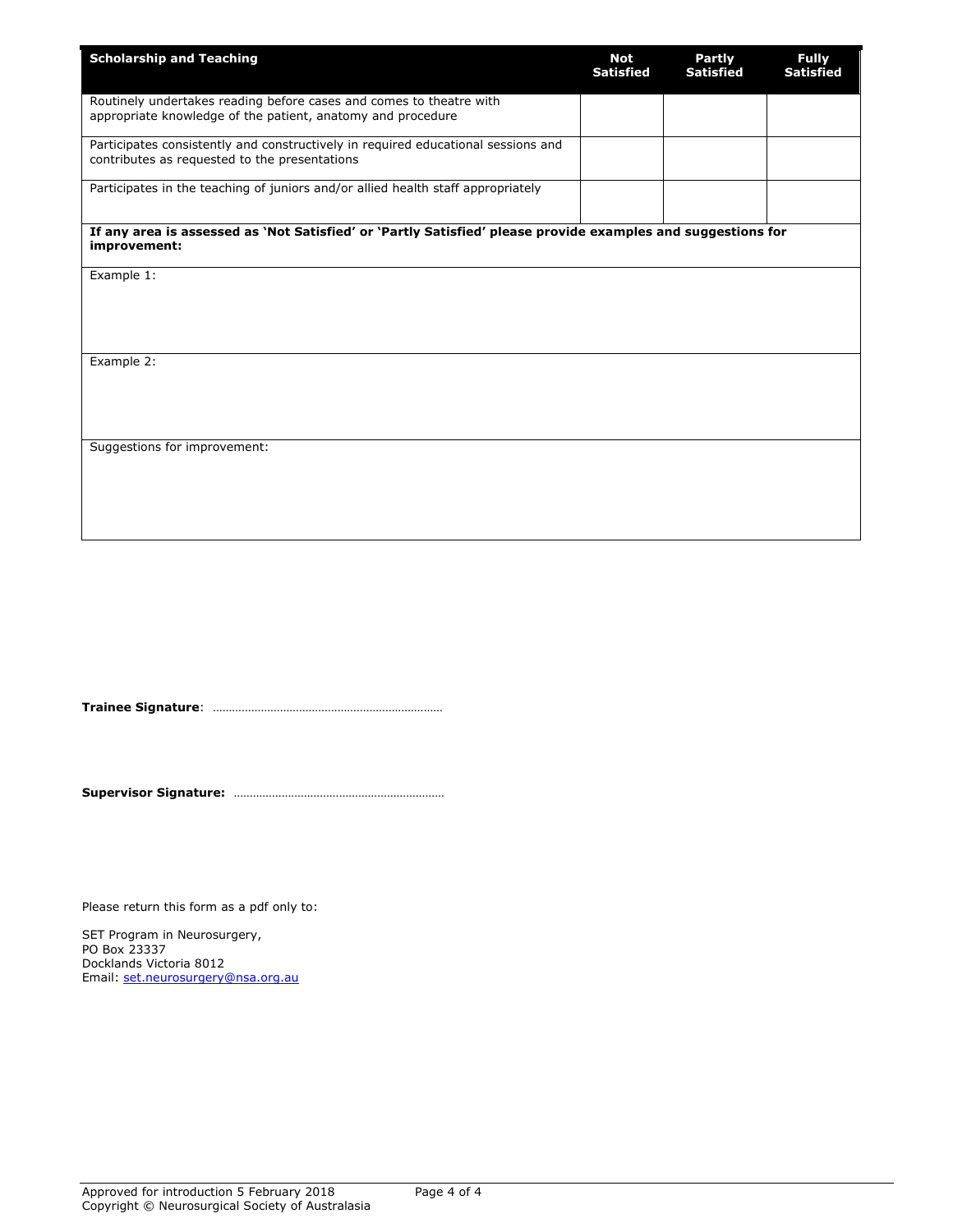| Scholarship and Teaching | Not Satisfied | Partly Satisfied | Fully Satisfied |
|---|---|---|---|
| Routinely undertakes reading before cases and comes to theatre with appropriate knowledge of the patient, anatomy and procedure | | | |
| Participates consistently and constructively in required educational sessions and contributes as requested to the presentations | | | |
| Participates in the teaching of juniors and/or allied health staff appropriately | | | |

**If any area is assessed as 'Not Satisfied' or 'Partly Satisfied' please provide examples and suggestions for improvement:**

Example 1:

Example 2:

Suggestions for improvement:

**Trainee Signature**: ……………………………………………………………

**Supervisor Signature:** ………………………………………………………

Please return this form as a pdf only to:

SET Program in Neurosurgery,
PO Box 23337
Docklands Victoria 8012
Email: set.neurosurgery@nsa.org.au

Approved for introduction 5 February 2018
Copyright © Neurosurgical Society of Australasia